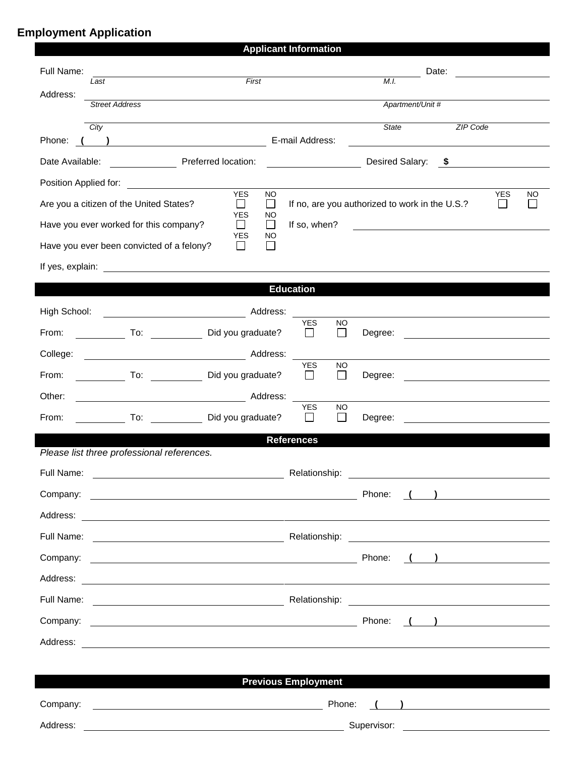# Employment Application

## Applicant Information

Full Name: ______________________________________________ Date: ____________

*Last* *First* *M.I.*

Address: ______________________________________________

*Street Address* *Apartment/Unit #*

______________________________________________

*City* *State* *ZIP Code*

Phone: **( )** ____________ E-mail Address: ____________

Date Available: ____________ Preferred location: ____________ Desired Salary: **$** ____________

Position Applied for: ______________________________________________

Are you a citizen of the United States? YES ☐ NO ☐ If no, are you authorized to work in the U.S.? YES ☐ NO ☐

Have you ever worked for this company? YES ☐ NO ☐ If so, when? ____________

Have you ever been convicted of a felony? YES ☐ NO ☐

If yes, explain: ______________________________________________

## Education

High School: ____________ Address: ____________

From: ________ To: ________ Did you graduate? YES ☐ NO ☐ Degree: ____________

College: ____________ Address: ____________

From: ________ To: ________ Did you graduate? YES ☐ NO ☐ Degree: ____________

Other: ____________ Address: ____________

From: ________ To: ________ Did you graduate? YES ☐ NO ☐ Degree: ____________

## References

*Please list three professional references.*

Full Name: ____________ Relationship: ____________

Company: ____________ Phone: **( )** ____________

Address: ______________________________________________

Full Name: ____________ Relationship: ____________

Company: ____________ Phone: **( )** ____________

Address: ______________________________________________

Full Name: ____________ Relationship: ____________

Company: ____________ Phone: **( )** ____________

Address: ______________________________________________

## Previous Employment

Company: ____________ Phone: **( )** ____________

Address: ____________ Supervisor: ____________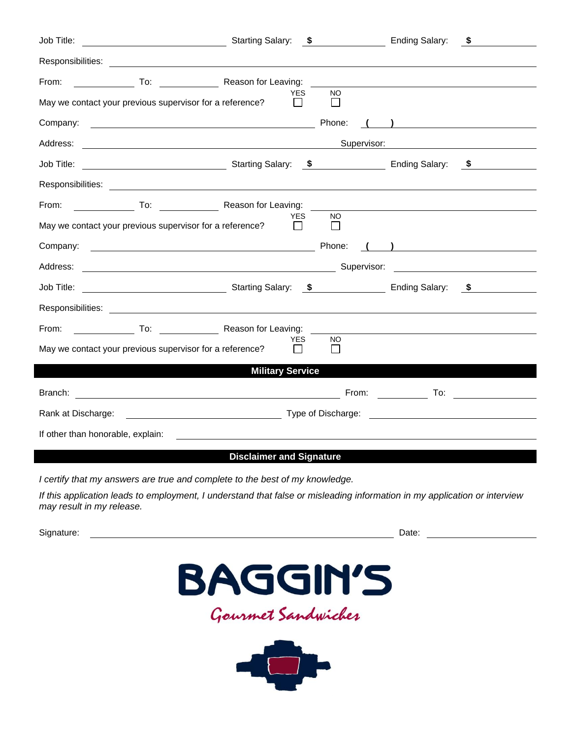Job Title: ______________________ Starting Salary: $ ____________ Ending Salary: $ ____________

Responsibilities: ______________________________________________________________

From: __________ To: __________ Reason for Leaving: ______________________________

May we contact your previous supervisor for a reference? YES ☐ NO ☐

Company: ______________________________________ Phone: ( ) ____________________

Address: ______________________________________ Supervisor: ____________________

Job Title: ______________________ Starting Salary: $ ____________ Ending Salary: $ ____________

Responsibilities: ______________________________________________________________

From: __________ To: __________ Reason for Leaving: ______________________________

May we contact your previous supervisor for a reference? YES ☐ NO ☐

Company: ______________________________________ Phone: ( ) ____________________

Address: ______________________________________ Supervisor: ____________________

Job Title: ______________________ Starting Salary: $ ____________ Ending Salary: $ ____________

Responsibilities: ______________________________________________________________

From: __________ To: __________ Reason for Leaving: ______________________________

May we contact your previous supervisor for a reference? YES ☐ NO ☐

## Military Service

Branch: ______________________________________ From: __________ To: __________

Rank at Discharge: ______________________ Type of Discharge: ______________________

If other than honorable, explain: ______________________________________________

## Disclaimer and Signature

*I certify that my answers are true and complete to the best of my knowledge.*

*If this application leads to employment, I understand that false or misleading information in my application or interview may result in my release.*

Signature: ______________________________________ Date: ____________________

**BAGGIN'S**

Gourmet Sandwiches